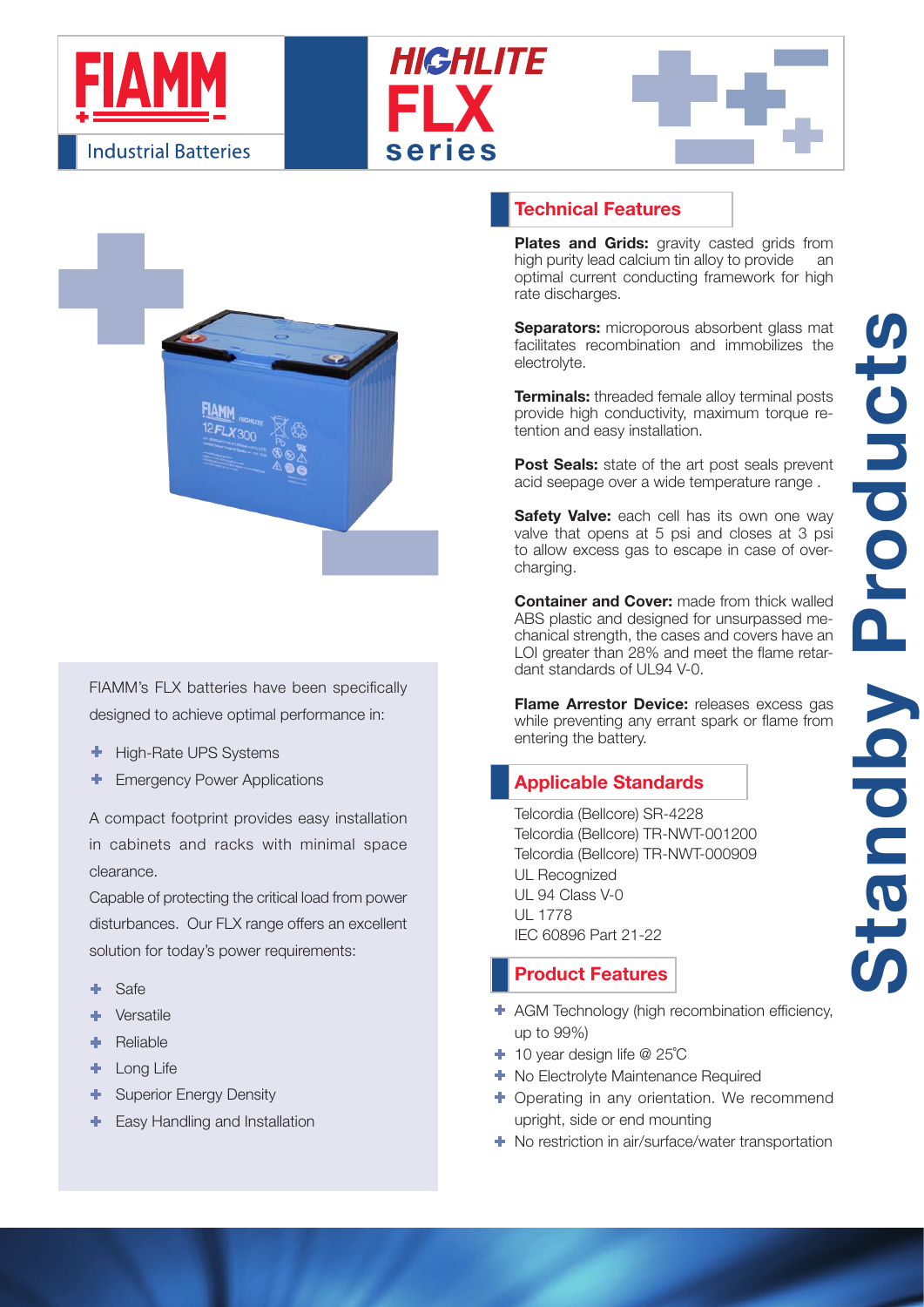# FIAMM Industrial Batteries

## HIGHLITE FLX series

FIAMM's FLX batteries have been specifically designed to achieve optimal performance in:

- High-Rate UPS Systems
- Emergency Power Applications

A compact footprint provides easy installation in cabinets and racks with minimal space clearance.

Capable of protecting the critical load from power disturbances. Our FLX range offers an excellent solution for today's power requirements:

- Safe
- Versatile
- Reliable
- Long Life
- Superior Energy Density
- Easy Handling and Installation

## Technical Features

**Plates and Grids:** gravity casted grids from high purity lead calcium tin alloy to provide an optimal current conducting framework for high rate discharges.

**Separators:** microporous absorbent glass mat facilitates recombination and immobilizes the electrolyte.

**Terminals:** threaded female alloy terminal posts provide high conductivity, maximum torque retention and easy installation.

**Post Seals:** state of the art post seals prevent acid seepage over a wide temperature range .

**Safety Valve:** each cell has its own one way valve that opens at 5 psi and closes at 3 psi to allow excess gas to escape in case of overcharging.

**Container and Cover:** made from thick walled ABS plastic and designed for unsurpassed mechanical strength, the cases and covers have an LOI greater than 28% and meet the flame retardant standards of UL94 V-0.

**Flame Arrestor Device:** releases excess gas while preventing any errant spark or flame from entering the battery.

## Applicable Standards

Telcordia (Bellcore) SR-4228
Telcordia (Bellcore) TR-NWT-001200
Telcordia (Bellcore) TR-NWT-000909
UL Recognized
UL 94 Class V-0
UL 1778
IEC 60896 Part 21-22

## Product Features

- AGM Technology (high recombination efficiency, up to 99%)
- 10 year design life @ 25°C
- No Electrolyte Maintenance Required
- Operating in any orientation. We recommend upright, side or end mounting
- No restriction in air/surface/water transportation

**Standby Products**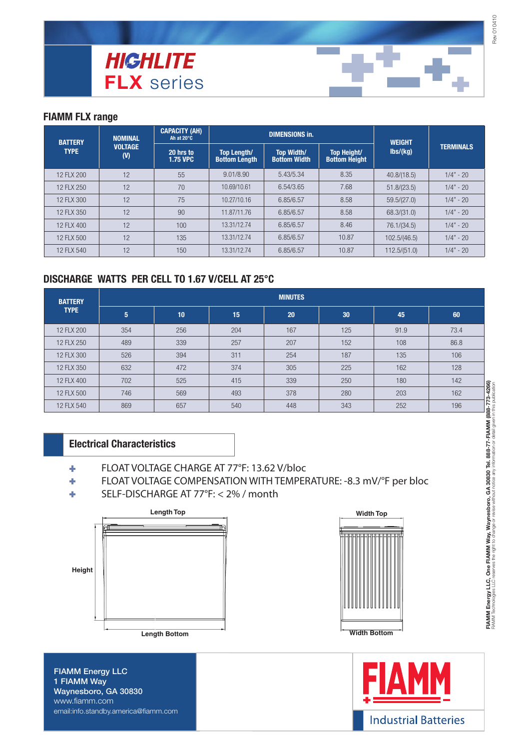# HIGHLITE FLX series

## FIAMM FLX range

| BATTERY TYPE | NOMINAL VOLTAGE (V) | CAPACITY (AH) Ah at 20°C | DIMENSIONS in. | | | WEIGHT lbs/(kg) | TERMINALS |
|---|---|---|---|---|---|---|---|
| | | 20 hrs to 1.75 VPC | Top Length/ Bottom Length | Top Width/ Bottom Width | Top Height/ Bottom Height | | |
| 12 FLX 200 | 12 | 55 | 9.01/8.90 | 5.43/5.34 | 8.35 | 40.8/(18.5) | 1/4" - 20 |
| 12 FLX 250 | 12 | 70 | 10.69/10.61 | 6.54/3.65 | 7.68 | 51.8/(23.5) | 1/4" - 20 |
| 12 FLX 300 | 12 | 75 | 10.27/10.16 | 6.85/6.57 | 8.58 | 59.5/(27.0) | 1/4" - 20 |
| 12 FLX 350 | 12 | 90 | 11.87/11.76 | 6.85/6.57 | 8.58 | 68.3/(31.0) | 1/4" - 20 |
| 12 FLX 400 | 12 | 100 | 13.31/12.74 | 6.85/6.57 | 8.46 | 76.1/(34.5) | 1/4" - 20 |
| 12 FLX 500 | 12 | 135 | 13.31/12.74 | 6.85/6.57 | 10.87 | 102.5/(46.5) | 1/4" - 20 |
| 12 FLX 540 | 12 | 150 | 13.31/12.74 | 6.85/6.57 | 10.87 | 112.5/(51.0) | 1/4" - 20 |

## DISCHARGE WATTS PER CELL TO 1.67 V/CELL AT 25°C

| BATTERY TYPE | MINUTES | | | | | | |
|---|---|---|---|---|---|---|---|
| | 5 | 10 | 15 | 20 | 30 | 45 | 60 |
| 12 FLX 200 | 354 | 256 | 204 | 167 | 125 | 91.9 | 73.4 |
| 12 FLX 250 | 489 | 339 | 257 | 207 | 152 | 108 | 86.8 |
| 12 FLX 300 | 526 | 394 | 311 | 254 | 187 | 135 | 106 |
| 12 FLX 350 | 632 | 472 | 374 | 305 | 225 | 162 | 128 |
| 12 FLX 400 | 702 | 525 | 415 | 339 | 250 | 180 | 142 |
| 12 FLX 500 | 746 | 569 | 493 | 378 | 280 | 203 | 162 |
| 12 FLX 540 | 869 | 657 | 540 | 448 | 343 | 252 | 196 |

## Electrical Characteristics

- FLOAT VOLTAGE CHARGE AT 77°F: 13.62 V/bloc
- FLOAT VOLTAGE COMPENSATION WITH TEMPERATURE: -8.3 mV/°F per bloc
- SELF-DISCHARGE AT 77°F: < 2% / month

Length Top

Height

Length Bottom

Width Top

Width Bottom

**FIAMM Energy LLC, One FIAMM Way, Waynesboro, GA 30830 Tel. 888-77-FIAMM (888-773-4266)**
FIAMM Technologies LLC reserves the right to change or revise without notice any information or detail given in this publication

Rev.010410

FIAMM Energy LLC
1 FIAMM Way
Waynesboro, GA 30830
www.fiamm.com
email:info.standby.america@fiamm.com

FIAMM Industrial Batteries